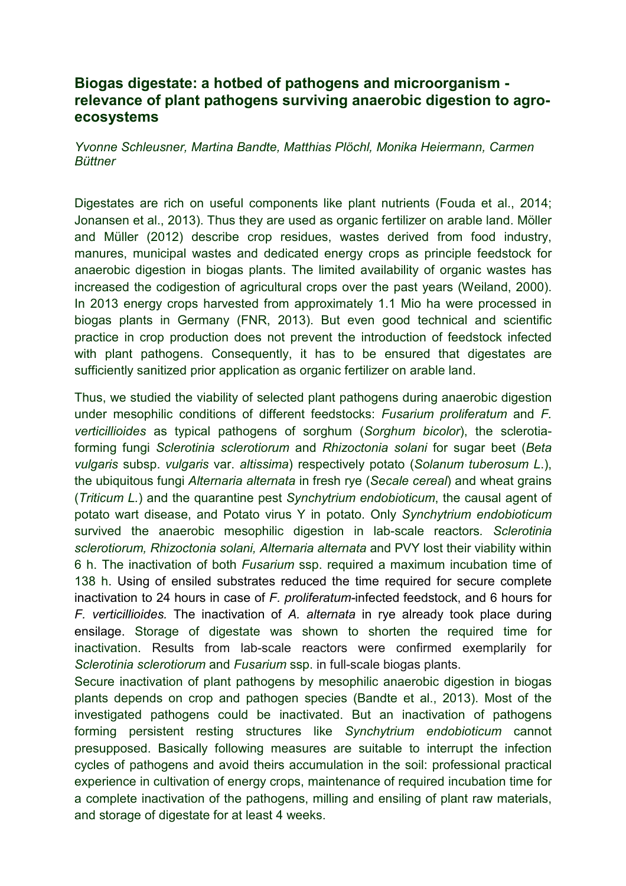# Biogas digestate: a hotbed of pathogens and microorganism - relevance of plant pathogens surviving anaerobic digestion to agro-ecosystems

*Yvonne Schleusner, Martina Bandte, Matthias Plöchl, Monika Heiermann, Carmen Büttner*

Digestates are rich on useful components like plant nutrients (Fouda et al., 2014; Jonansen et al., 2013). Thus they are used as organic fertilizer on arable land. Möller and Müller (2012) describe crop residues, wastes derived from food industry, manures, municipal wastes and dedicated energy crops as principle feedstock for anaerobic digestion in biogas plants. The limited availability of organic wastes has increased the codigestion of agricultural crops over the past years (Weiland, 2000). In 2013 energy crops harvested from approximately 1.1 Mio ha were processed in biogas plants in Germany (FNR, 2013). But even good technical and scientific practice in crop production does not prevent the introduction of feedstock infected with plant pathogens. Consequently, it has to be ensured that digestates are sufficiently sanitized prior application as organic fertilizer on arable land.

Thus, we studied the viability of selected plant pathogens during anaerobic digestion under mesophilic conditions of different feedstocks: *Fusarium proliferatum* and *F. verticillioides* as typical pathogens of sorghum (*Sorghum bicolor*), the sclerotia-forming fungi *Sclerotinia sclerotiorum* and *Rhizoctonia solani* for sugar beet (*Beta vulgaris* subsp. *vulgaris* var. *altissima*) respectively potato (*Solanum tuberosum L.*), the ubiquitous fungi *Alternaria alternata* in fresh rye (*Secale cereal*) and wheat grains (*Triticum L.*) and the quarantine pest *Synchytrium endobioticum*, the causal agent of potato wart disease, and Potato virus Y in potato. Only *Synchytrium endobioticum* survived the anaerobic mesophilic digestion in lab-scale reactors. *Sclerotinia sclerotiorum, Rhizoctonia solani, Alternaria alternata* and PVY lost their viability within 6 h. The inactivation of both *Fusarium* ssp. required a maximum incubation time of 138 h. Using of ensiled substrates reduced the time required for secure complete inactivation to 24 hours in case of *F. proliferatum*-infected feedstock, and 6 hours for *F. verticillioides.* The inactivation of *A. alternata* in rye already took place during ensilage. Storage of digestate was shown to shorten the required time for inactivation. Results from lab-scale reactors were confirmed exemplarily for *Sclerotinia sclerotiorum* and *Fusarium* ssp. in full-scale biogas plants.

Secure inactivation of plant pathogens by mesophilic anaerobic digestion in biogas plants depends on crop and pathogen species (Bandte et al., 2013). Most of the investigated pathogens could be inactivated. But an inactivation of pathogens forming persistent resting structures like *Synchytrium endobioticum* cannot presupposed. Basically following measures are suitable to interrupt the infection cycles of pathogens and avoid theirs accumulation in the soil: professional practical experience in cultivation of energy crops, maintenance of required incubation time for a complete inactivation of the pathogens, milling and ensiling of plant raw materials, and storage of digestate for at least 4 weeks.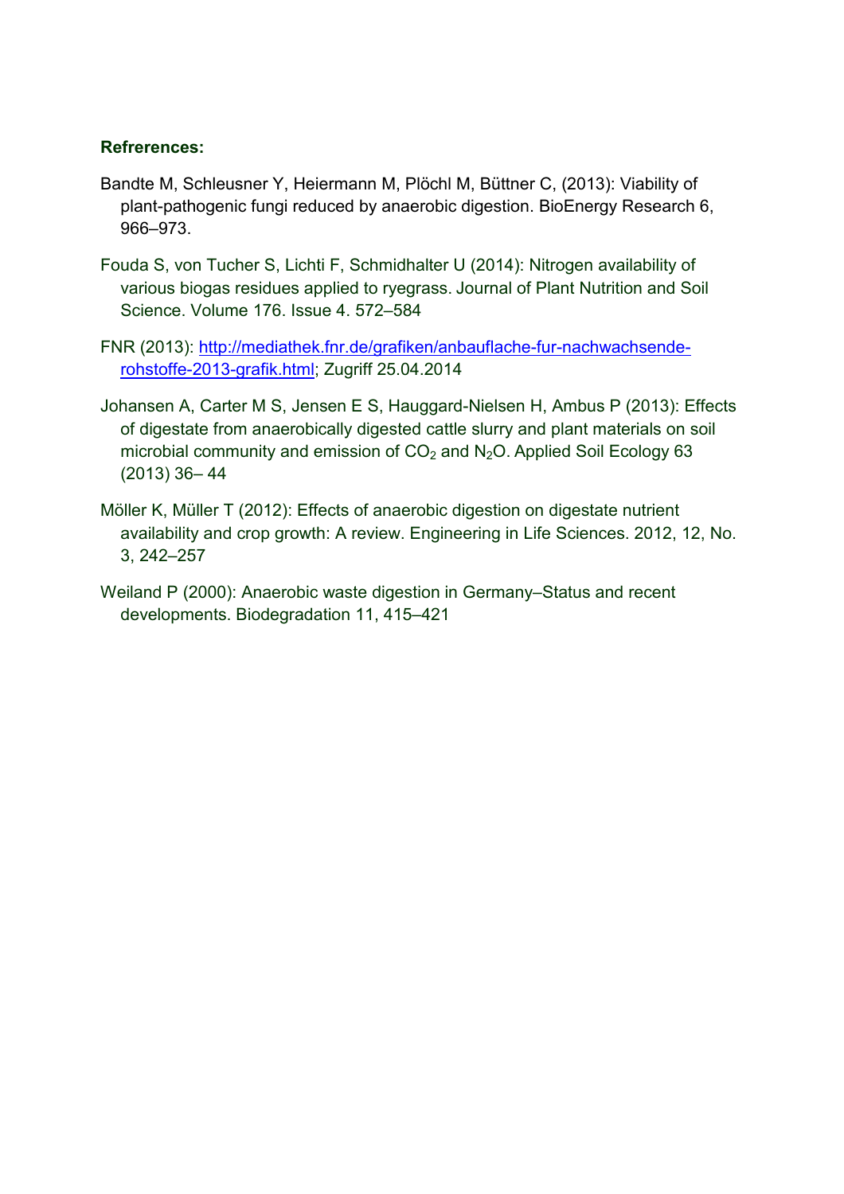**Refrerences:**

Bandte M, Schleusner Y, Heiermann M, Plöchl M, Büttner C, (2013): Viability of plant-pathogenic fungi reduced by anaerobic digestion. BioEnergy Research 6, 966–973.

Fouda S, von Tucher S, Lichti F, Schmidhalter U (2014): Nitrogen availability of various biogas residues applied to ryegrass. Journal of Plant Nutrition and Soil Science. Volume 176. Issue 4. 572–584

FNR (2013): http://mediathek.fnr.de/grafiken/anbauflache-fur-nachwachsende-rohstoffe-2013-grafik.html; Zugriff 25.04.2014

Johansen A, Carter M S, Jensen E S, Hauggard-Nielsen H, Ambus P (2013): Effects of digestate from anaerobically digested cattle slurry and plant materials on soil microbial community and emission of $CO_2$ and $N_2O$. Applied Soil Ecology 63 (2013) 36– 44

Möller K, Müller T (2012): Effects of anaerobic digestion on digestate nutrient availability and crop growth: A review. Engineering in Life Sciences. 2012, 12, No. 3, 242–257

Weiland P (2000): Anaerobic waste digestion in Germany–Status and recent developments. Biodegradation 11, 415–421